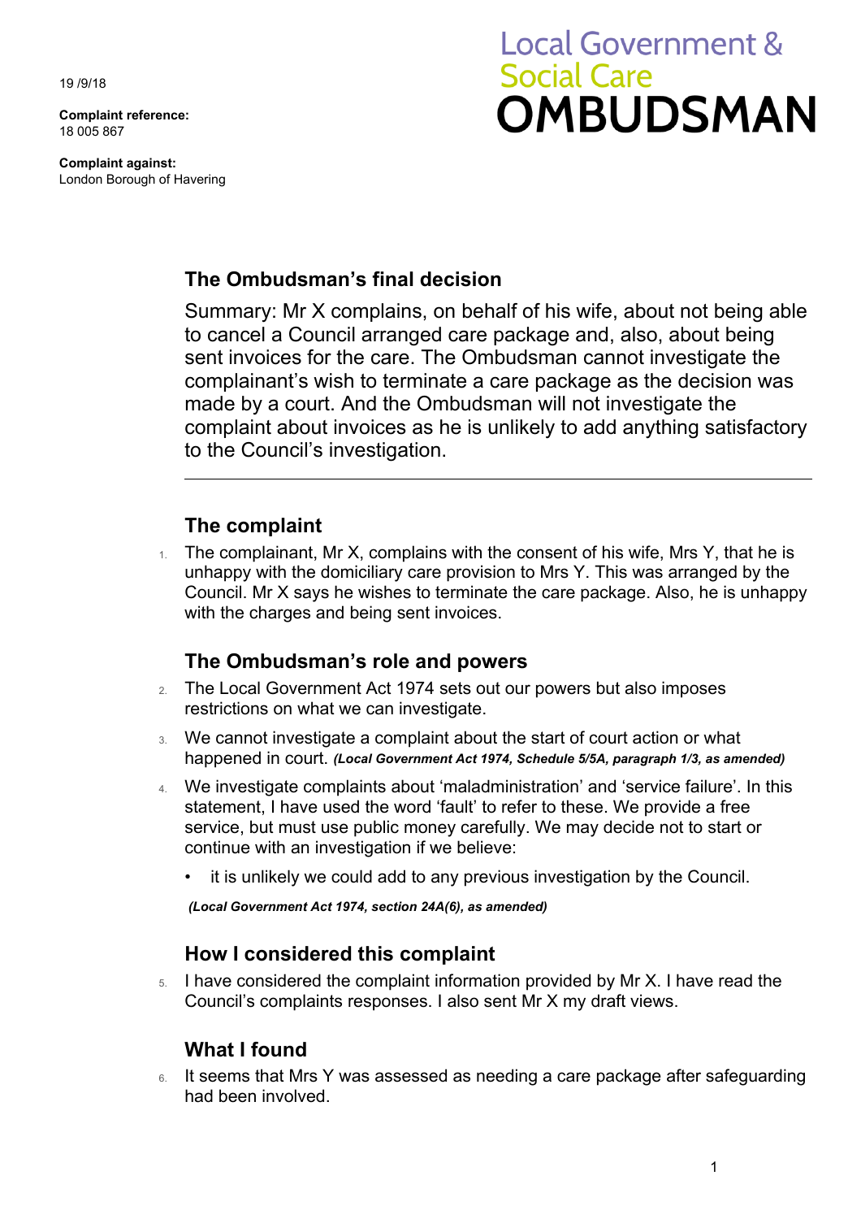19 /9/18

**Complaint reference:**
18 005 867

**Complaint against:**
London Borough of Havering

Local Government & Social Care
**OMBUDSMAN**

## The Ombudsman's final decision

Summary: Mr X complains, on behalf of his wife, about not being able to cancel a Council arranged care package and, also, about being sent invoices for the care. The Ombudsman cannot investigate the complainant's wish to terminate a care package as the decision was made by a court. And the Ombudsman will not investigate the complaint about invoices as he is unlikely to add anything satisfactory to the Council's investigation.

---

## The complaint

1. The complainant, Mr X, complains with the consent of his wife, Mrs Y, that he is unhappy with the domiciliary care provision to Mrs Y. This was arranged by the Council. Mr X says he wishes to terminate the care package. Also, he is unhappy with the charges and being sent invoices.

## The Ombudsman's role and powers

2. The Local Government Act 1974 sets out our powers but also imposes restrictions on what we can investigate.
3. We cannot investigate a complaint about the start of court action or what happened in court. ***(Local Government Act 1974, Schedule 5/5A, paragraph 1/3, as amended)***
4. We investigate complaints about 'maladministration' and 'service failure'. In this statement, I have used the word 'fault' to refer to these. We provide a free service, but must use public money carefully. We may decide not to start or continue with an investigation if we believe:
   - it is unlikely we could add to any previous investigation by the Council.

***(Local Government Act 1974, section 24A(6), as amended)***

## How I considered this complaint

5. I have considered the complaint information provided by Mr X. I have read the Council's complaints responses. I also sent Mr X my draft views.

## What I found

6. It seems that Mrs Y was assessed as needing a care package after safeguarding had been involved.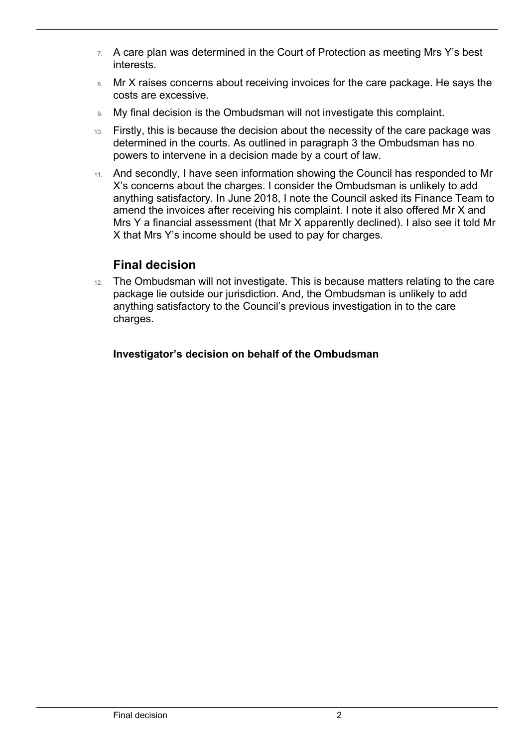7. A care plan was determined in the Court of Protection as meeting Mrs Y's best interests.

8. Mr X raises concerns about receiving invoices for the care package. He says the costs are excessive.

9. My final decision is the Ombudsman will not investigate this complaint.

10. Firstly, this is because the decision about the necessity of the care package was determined in the courts. As outlined in paragraph 3 the Ombudsman has no powers to intervene in a decision made by a court of law.

11. And secondly, I have seen information showing the Council has responded to Mr X's concerns about the charges. I consider the Ombudsman is unlikely to add anything satisfactory. In June 2018, I note the Council asked its Finance Team to amend the invoices after receiving his complaint. I note it also offered Mr X and Mrs Y a financial assessment (that Mr X apparently declined). I also see it told Mr X that Mrs Y's income should be used to pay for charges.

## Final decision

12. The Ombudsman will not investigate. This is because matters relating to the care package lie outside our jurisdiction. And, the Ombudsman is unlikely to add anything satisfactory to the Council's previous investigation in to the care charges.

**Investigator's decision on behalf of the Ombudsman**